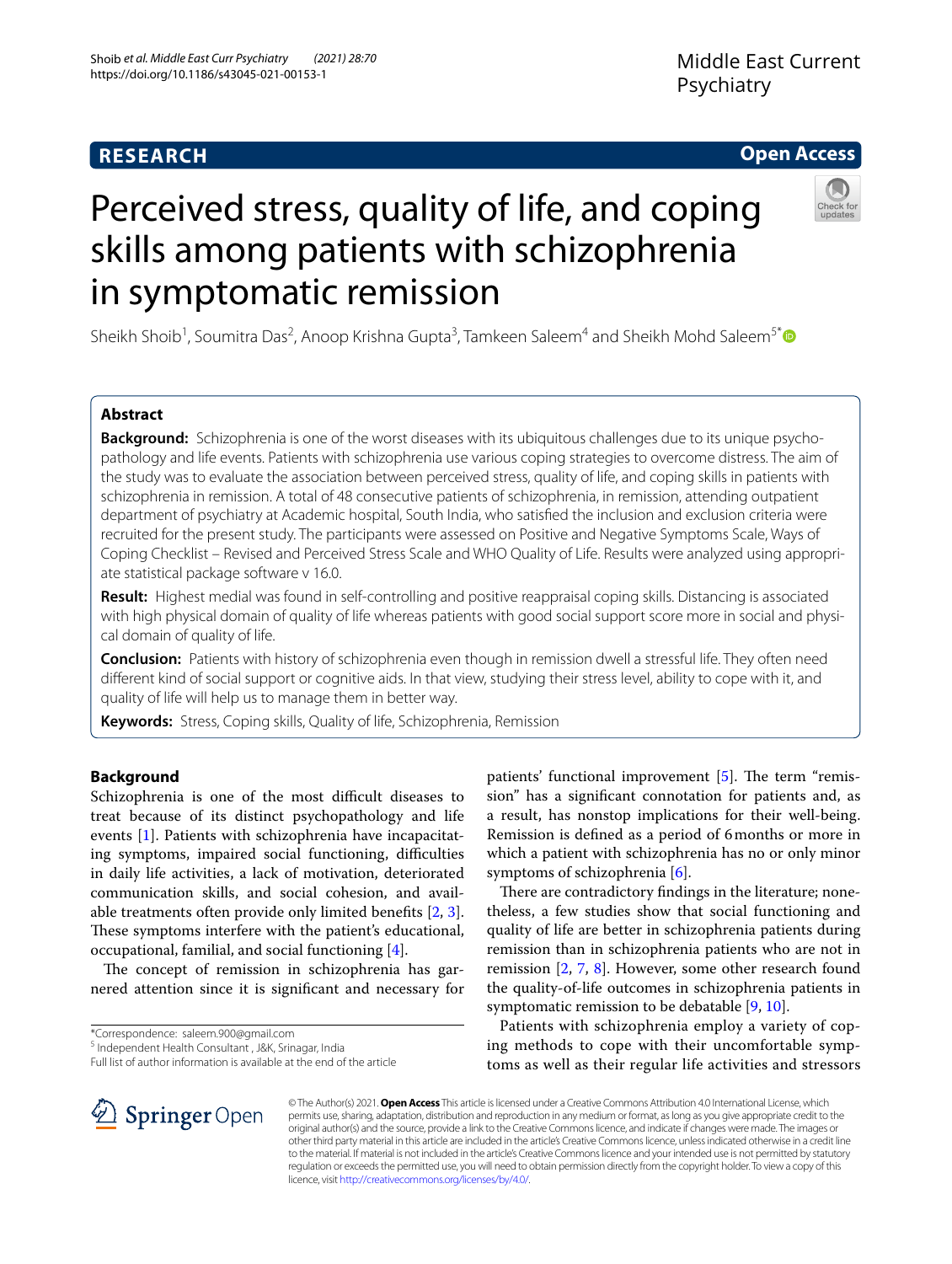RESEARCH

Open Access

# Perceived stress, quality of life, and coping skills among patients with schizophrenia in symptomatic remission

Sheikh Shoib[1], Soumitra Das[2], Anoop Krishna Gupta[3], Tamkeen Saleem[4] and Sheikh Mohd Saleem[5*]

## Abstract

**Background:** Schizophrenia is one of the worst diseases with its ubiquitous challenges due to its unique psychopathology and life events. Patients with schizophrenia use various coping strategies to overcome distress. The aim of the study was to evaluate the association between perceived stress, quality of life, and coping skills in patients with schizophrenia in remission. A total of 48 consecutive patients of schizophrenia, in remission, attending outpatient department of psychiatry at Academic hospital, South India, who satisfied the inclusion and exclusion criteria were recruited for the present study. The participants were assessed on Positive and Negative Symptoms Scale, Ways of Coping Checklist – Revised and Perceived Stress Scale and WHO Quality of Life. Results were analyzed using appropriate statistical package software v 16.0.

**Result:** Highest medial was found in self-controlling and positive reappraisal coping skills. Distancing is associated with high physical domain of quality of life whereas patients with good social support score more in social and physical domain of quality of life.

**Conclusion:** Patients with history of schizophrenia even though in remission dwell a stressful life. They often need different kind of social support or cognitive aids. In that view, studying their stress level, ability to cope with it, and quality of life will help us to manage them in better way.

**Keywords:** Stress, Coping skills, Quality of life, Schizophrenia, Remission

## Background

Schizophrenia is one of the most difficult diseases to treat because of its distinct psychopathology and life events [1]. Patients with schizophrenia have incapacitating symptoms, impaired social functioning, difficulties in daily life activities, a lack of motivation, deteriorated communication skills, and social cohesion, and available treatments often provide only limited benefits [2, 3]. These symptoms interfere with the patient's educational, occupational, familial, and social functioning [4].

The concept of remission in schizophrenia has garnered attention since it is significant and necessary for patients' functional improvement [5]. The term "remission" has a significant connotation for patients and, as a result, has nonstop implications for their well-being. Remission is defined as a period of 6 months or more in which a patient with schizophrenia has no or only minor symptoms of schizophrenia [6].

There are contradictory findings in the literature; nonetheless, a few studies show that social functioning and quality of life are better in schizophrenia patients during remission than in schizophrenia patients who are not in remission [2, 7, 8]. However, some other research found the quality-of-life outcomes in schizophrenia patients in symptomatic remission to be debatable [9, 10].

Patients with schizophrenia employ a variety of coping methods to cope with their uncomfortable symptoms as well as their regular life activities and stressors

*Correspondence: saleem.900@gmail.com
[5] Independent Health Consultant, J&K, Srinagar, India
Full list of author information is available at the end of the article

© The Author(s) 2021. **Open Access** This article is licensed under a Creative Commons Attribution 4.0 International License, which permits use, sharing, adaptation, distribution and reproduction in any medium or format, as long as you give appropriate credit to the original author(s) and the source, provide a link to the Creative Commons licence, and indicate if changes were made. The images or other third party material in this article are included in the article's Creative Commons licence, unless indicated otherwise in a credit line to the material. If material is not included in the article's Creative Commons licence and your intended use is not permitted by statutory regulation or exceeds the permitted use, you will need to obtain permission directly from the copyright holder. To view a copy of this licence, visit http://creativecommons.org/licenses/by/4.0/.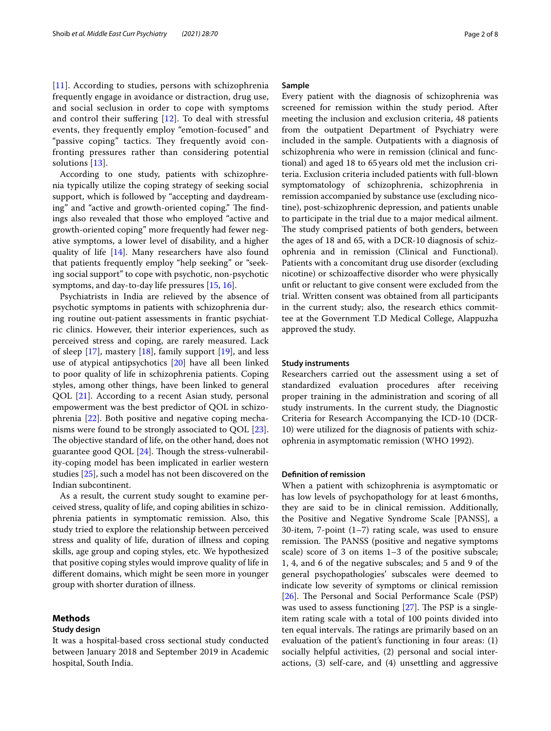[11]. According to studies, persons with schizophrenia frequently engage in avoidance or distraction, drug use, and social seclusion in order to cope with symptoms and control their suffering [12]. To deal with stressful events, they frequently employ "emotion-focused" and "passive coping" tactics. They frequently avoid confronting pressures rather than considering potential solutions [13].

According to one study, patients with schizophrenia typically utilize the coping strategy of seeking social support, which is followed by "accepting and daydreaming" and "active and growth-oriented coping." The findings also revealed that those who employed "active and growth-oriented coping" more frequently had fewer negative symptoms, a lower level of disability, and a higher quality of life [14]. Many researchers have also found that patients frequently employ "help seeking" or "seeking social support" to cope with psychotic, non-psychotic symptoms, and day-to-day life pressures [15, 16].

Psychiatrists in India are relieved by the absence of psychotic symptoms in patients with schizophrenia during routine out-patient assessments in frantic psychiatric clinics. However, their interior experiences, such as perceived stress and coping, are rarely measured. Lack of sleep [17], mastery [18], family support [19], and less use of atypical antipsychotics [20] have all been linked to poor quality of life in schizophrenia patients. Coping styles, among other things, have been linked to general QOL [21]. According to a recent Asian study, personal empowerment was the best predictor of QOL in schizophrenia [22]. Both positive and negative coping mechanisms were found to be strongly associated to QOL [23]. The objective standard of life, on the other hand, does not guarantee good QOL [24]. Though the stress-vulnerability-coping model has been implicated in earlier western studies [25], such a model has not been discovered on the Indian subcontinent.

As a result, the current study sought to examine perceived stress, quality of life, and coping abilities in schizophrenia patients in symptomatic remission. Also, this study tried to explore the relationship between perceived stress and quality of life, duration of illness and coping skills, age group and coping styles, etc. We hypothesized that positive coping styles would improve quality of life in different domains, which might be seen more in younger group with shorter duration of illness.

## Methods

### Study design

It was a hospital-based cross sectional study conducted between January 2018 and September 2019 in Academic hospital, South India.

### Sample

Every patient with the diagnosis of schizophrenia was screened for remission within the study period. After meeting the inclusion and exclusion criteria, 48 patients from the outpatient Department of Psychiatry were included in the sample. Outpatients with a diagnosis of schizophrenia who were in remission (clinical and functional) and aged 18 to 65 years old met the inclusion criteria. Exclusion criteria included patients with full-blown symptomatology of schizophrenia, schizophrenia in remission accompanied by substance use (excluding nicotine), post-schizophrenic depression, and patients unable to participate in the trial due to a major medical ailment. The study comprised patients of both genders, between the ages of 18 and 65, with a DCR-10 diagnosis of schizophrenia and in remission (Clinical and Functional). Patients with a concomitant drug use disorder (excluding nicotine) or schizoaffective disorder who were physically unfit or reluctant to give consent were excluded from the trial. Written consent was obtained from all participants in the current study; also, the research ethics committee at the Government T.D Medical College, Alappuzha approved the study.

### Study instruments

Researchers carried out the assessment using a set of standardized evaluation procedures after receiving proper training in the administration and scoring of all study instruments. In the current study, the Diagnostic Criteria for Research Accompanying the ICD-10 (DCR-10) were utilized for the diagnosis of patients with schizophrenia in asymptomatic remission (WHO 1992).

### Definition of remission

When a patient with schizophrenia is asymptomatic or has low levels of psychopathology for at least 6 months, they are said to be in clinical remission. Additionally, the Positive and Negative Syndrome Scale [PANSS], a 30-item, 7-point (1–7) rating scale, was used to ensure remission. The PANSS (positive and negative symptoms scale) score of 3 on items 1–3 of the positive subscale; 1, 4, and 6 of the negative subscales; and 5 and 9 of the general psychopathologies' subscales were deemed to indicate low severity of symptoms or clinical remission [26]. The Personal and Social Performance Scale (PSP) was used to assess functioning [27]. The PSP is a single-item rating scale with a total of 100 points divided into ten equal intervals. The ratings are primarily based on an evaluation of the patient's functioning in four areas: (1) socially helpful activities, (2) personal and social interactions, (3) self-care, and (4) unsettling and aggressive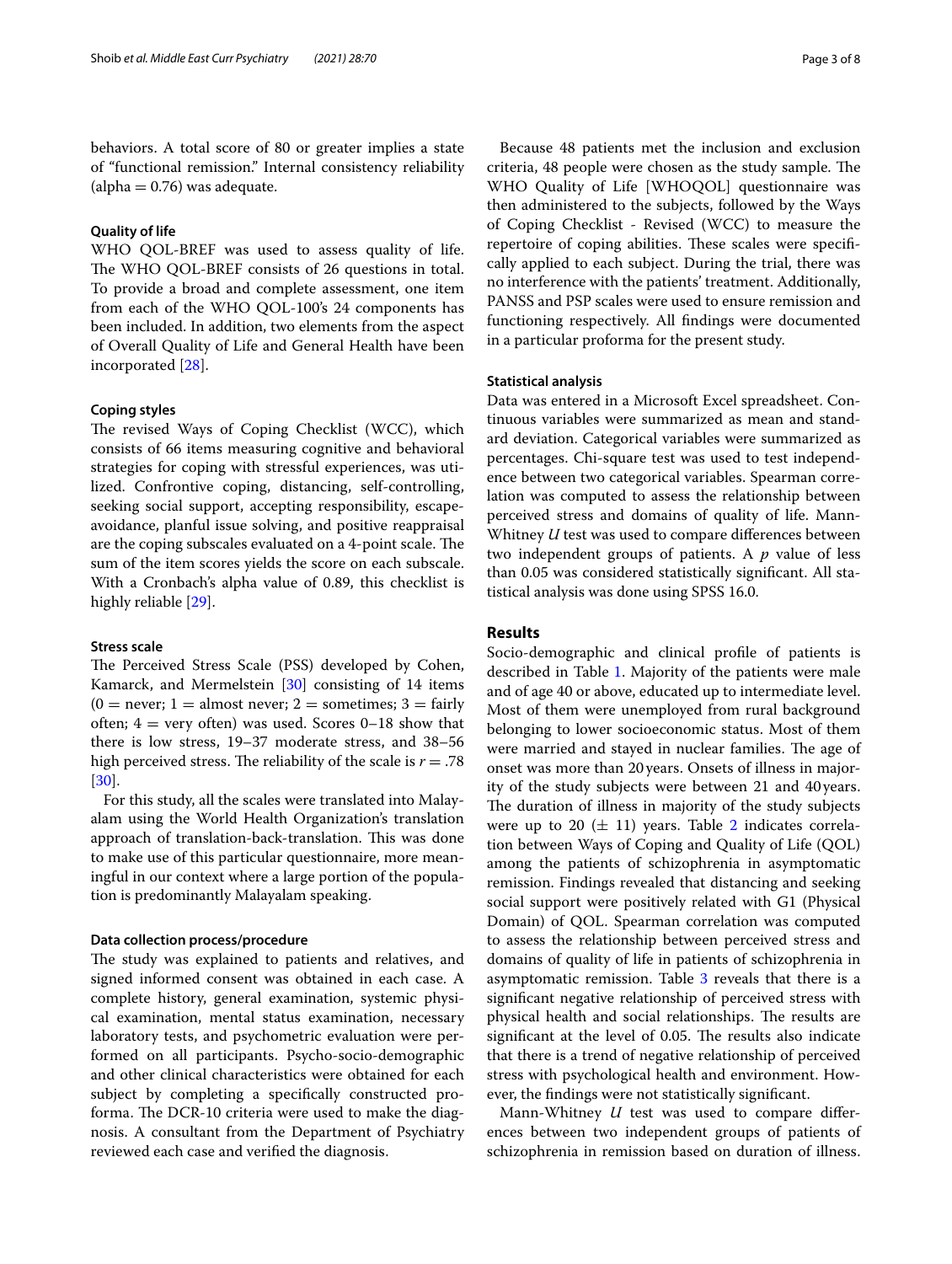behaviors. A total score of 80 or greater implies a state of "functional remission." Internal consistency reliability (alpha = 0.76) was adequate.

#### Quality of life

WHO QOL-BREF was used to assess quality of life. The WHO QOL-BREF consists of 26 questions in total. To provide a broad and complete assessment, one item from each of the WHO QOL-100's 24 components has been included. In addition, two elements from the aspect of Overall Quality of Life and General Health have been incorporated [28].

#### Coping styles

The revised Ways of Coping Checklist (WCC), which consists of 66 items measuring cognitive and behavioral strategies for coping with stressful experiences, was utilized. Confrontive coping, distancing, self-controlling, seeking social support, accepting responsibility, escape-avoidance, planful issue solving, and positive reappraisal are the coping subscales evaluated on a 4-point scale. The sum of the item scores yields the score on each subscale. With a Cronbach's alpha value of 0.89, this checklist is highly reliable [29].

#### Stress scale

The Perceived Stress Scale (PSS) developed by Cohen, Kamarck, and Mermelstein [30] consisting of 14 items (0 = never; 1 = almost never; 2 = sometimes; 3 = fairly often; 4 = very often) was used. Scores 0–18 show that there is low stress, 19–37 moderate stress, and 38–56 high perceived stress. The reliability of the scale is $r = .78$ [30].

For this study, all the scales were translated into Malayalam using the World Health Organization's translation approach of translation-back-translation. This was done to make use of this particular questionnaire, more meaningful in our context where a large portion of the population is predominantly Malayalam speaking.

#### Data collection process/procedure

The study was explained to patients and relatives, and signed informed consent was obtained in each case. A complete history, general examination, systemic physical examination, mental status examination, necessary laboratory tests, and psychometric evaluation were performed on all participants. Psycho-socio-demographic and other clinical characteristics were obtained for each subject by completing a specifically constructed proforma. The DCR-10 criteria were used to make the diagnosis. A consultant from the Department of Psychiatry reviewed each case and verified the diagnosis.

Because 48 patients met the inclusion and exclusion criteria, 48 people were chosen as the study sample. The WHO Quality of Life [WHOQOL] questionnaire was then administered to the subjects, followed by the Ways of Coping Checklist - Revised (WCC) to measure the repertoire of coping abilities. These scales were specifically applied to each subject. During the trial, there was no interference with the patients' treatment. Additionally, PANSS and PSP scales were used to ensure remission and functioning respectively. All findings were documented in a particular proforma for the present study.

#### Statistical analysis

Data was entered in a Microsoft Excel spreadsheet. Continuous variables were summarized as mean and standard deviation. Categorical variables were summarized as percentages. Chi-square test was used to test independence between two categorical variables. Spearman correlation was computed to assess the relationship between perceived stress and domains of quality of life. Mann-Whitney $U$ test was used to compare differences between two independent groups of patients. A $p$ value of less than 0.05 was considered statistically significant. All statistical analysis was done using SPSS 16.0.

## Results

Socio-demographic and clinical profile of patients is described in Table 1. Majority of the patients were male and of age 40 or above, educated up to intermediate level. Most of them were unemployed from rural background belonging to lower socioeconomic status. Most of them were married and stayed in nuclear families. The age of onset was more than 20 years. Onsets of illness in majority of the study subjects were between 21 and 40 years. The duration of illness in majority of the study subjects were up to 20 ($\pm$ 11) years. Table 2 indicates correlation between Ways of Coping and Quality of Life (QOL) among the patients of schizophrenia in asymptomatic remission. Findings revealed that distancing and seeking social support were positively related with G1 (Physical Domain) of QOL. Spearman correlation was computed to assess the relationship between perceived stress and domains of quality of life in patients of schizophrenia in asymptomatic remission. Table 3 reveals that there is a significant negative relationship of perceived stress with physical health and social relationships. The results are significant at the level of 0.05. The results also indicate that there is a trend of negative relationship of perceived stress with psychological health and environment. However, the findings were not statistically significant.

Mann-Whitney $U$ test was used to compare differences between two independent groups of patients of schizophrenia in remission based on duration of illness.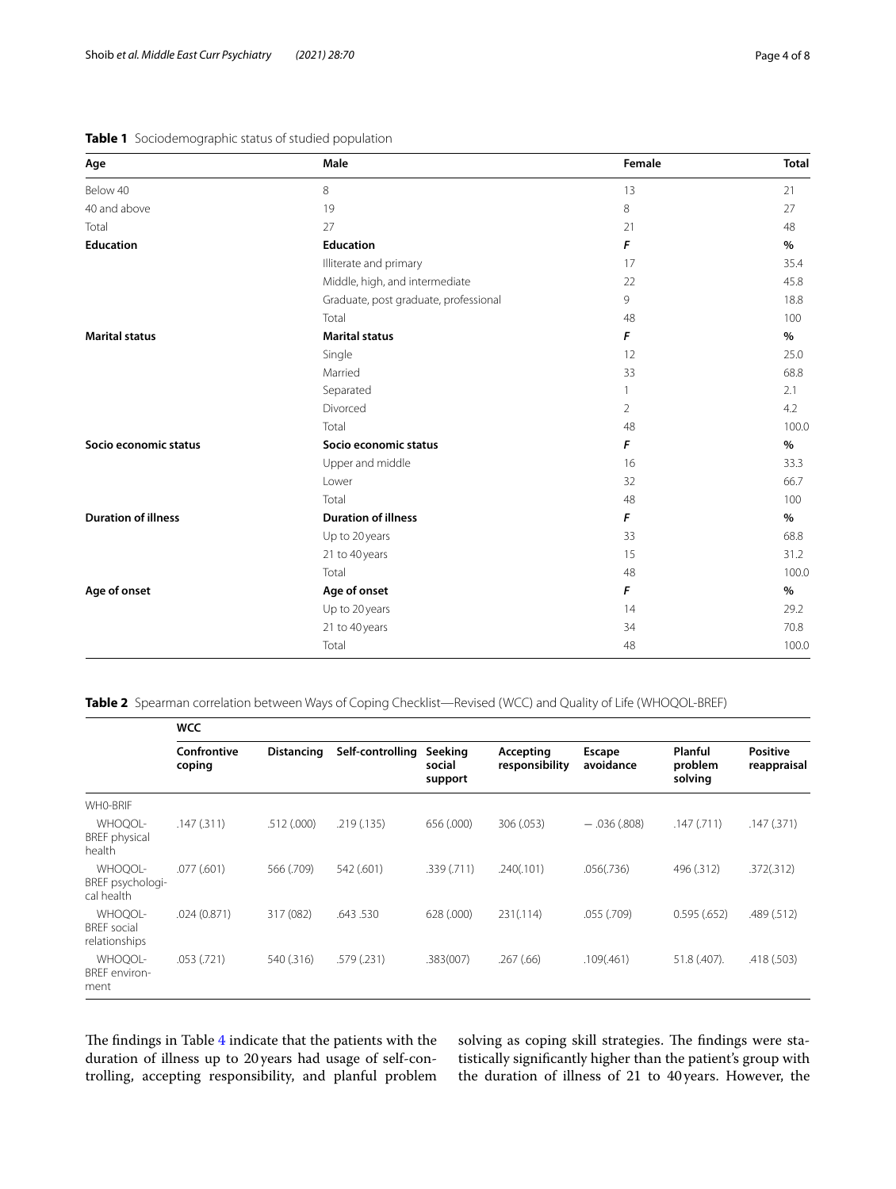**Table 1** Sociodemographic status of studied population

| Age | Male | Female | Total |
|---|---|---|---|
| Below 40 | 8 | 13 | 21 |
| 40 and above | 19 | 8 | 27 |
| Total | 27 | 21 | 48 |
| **Education** | **Education** | ***F*** | **%** |
| | Illiterate and primary | 17 | 35.4 |
| | Middle, high, and intermediate | 22 | 45.8 |
| | Graduate, post graduate, professional | 9 | 18.8 |
| | Total | 48 | 100 |
| **Marital status** | **Marital status** | ***F*** | **%** |
| | Single | 12 | 25.0 |
| | Married | 33 | 68.8 |
| | Separated | 1 | 2.1 |
| | Divorced | 2 | 4.2 |
| | Total | 48 | 100.0 |
| **Socio economic status** | **Socio economic status** | ***F*** | **%** |
| | Upper and middle | 16 | 33.3 |
| | Lower | 32 | 66.7 |
| | Total | 48 | 100 |
| **Duration of illness** | **Duration of illness** | ***F*** | **%** |
| | Up to 20 years | 33 | 68.8 |
| | 21 to 40 years | 15 | 31.2 |
| | Total | 48 | 100.0 |
| **Age of onset** | **Age of onset** | ***F*** | **%** |
| | Up to 20 years | 14 | 29.2 |
| | 21 to 40 years | 34 | 70.8 |
| | Total | 48 | 100.0 |

**Table 2** Spearman correlation between Ways of Coping Checklist—Revised (WCC) and Quality of Life (WHOQOL-BREF)

| | **WCC** | | | | | | | |
|---|---|---|---|---|---|---|---|---|
| | **Confrontive coping** | **Distancing** | **Self-controlling** | **Seeking social support** | **Accepting responsibility** | **Escape avoidance** | **Planful problem solving** | **Positive reappraisal** |
| WH0-BRIF | | | | | | | | |
| WHOQOL-BREF physical health | .147 (.311) | .512 (.000) | .219 (.135) | 656 (.000) | 306 (.053) | − .036 (.808) | .147 (.711) | .147 (.371) |
| WHOQOL-BREF psychological health | .077 (.601) | 566 (.709) | 542 (.601) | .339 (.711) | .240(.101) | .056(.736) | 496 (.312) | .372(.312) |
| WHOQOL-BREF social relationships | .024 (0.871) | 317 (082) | .643 .530 | 628 (.000) | 231(.114) | .055 (.709) | 0.595 (.652) | .489 (.512) |
| WHOQOL-BREF environment | .053 (.721) | 540 (.316) | .579 (.231) | .383(007) | .267 (.66) | .109(.461) | 51.8 (.407). | .418 (.503) |

The findings in Table 4 indicate that the patients with the duration of illness up to 20 years had usage of self-controlling, accepting responsibility, and planful problem solving as coping skill strategies. The findings were statistically significantly higher than the patient's group with the duration of illness of 21 to 40 years. However, the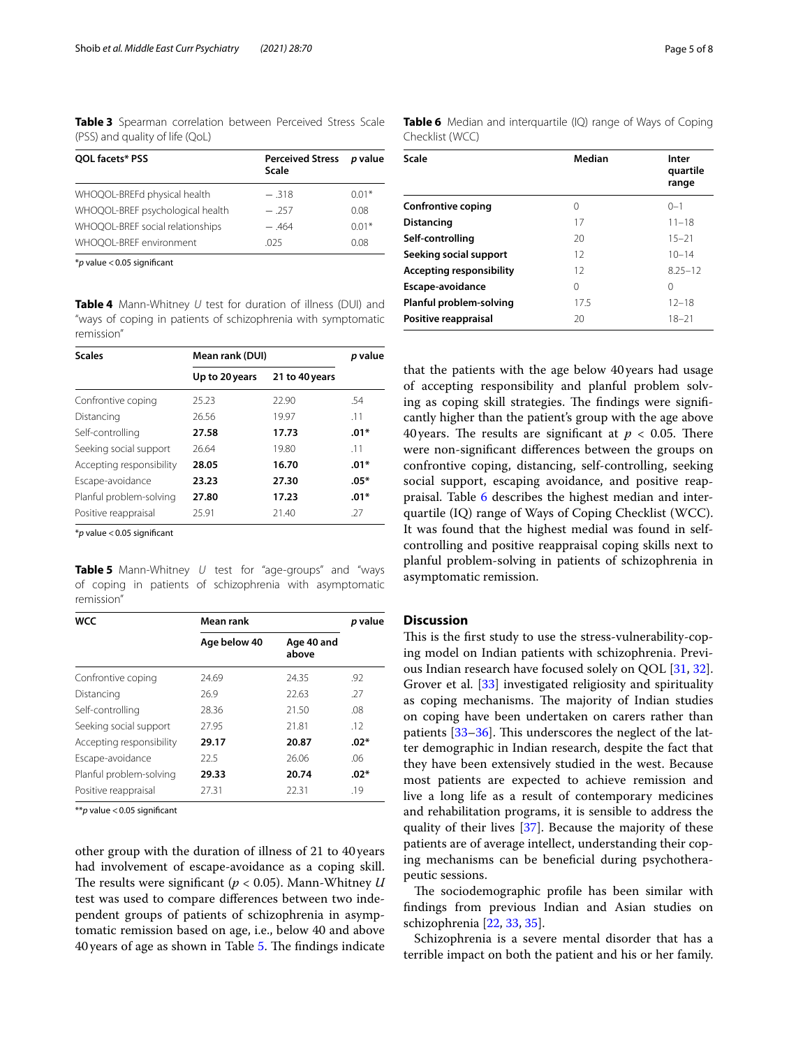**Table 3** Spearman correlation between Perceived Stress Scale (PSS) and quality of life (QoL)

| QOL facets* PSS | Perceived Stress Scale | *p* value |
|---|---|---|
| WHOQOL-BREFd physical health | −.318 | 0.01* |
| WHOQOL-BREF psychological health | −.257 | 0.08 |
| WHOQOL-BREF social relationships | −.464 | 0.01* |
| WHOQOL-BREF environment | .025 | 0.08 |

**p* value < 0.05 significant

**Table 4** Mann-Whitney *U* test for duration of illness (DUI) and "ways of coping in patients of schizophrenia with symptomatic remission"

| Scales | Mean rank (DUI) | | *p* value |
|---|---|---|---|
| | Up to 20 years | 21 to 40 years | |
| Confrontive coping | 25.23 | 22.90 | .54 |
| Distancing | 26.56 | 19.97 | .11 |
| Self-controlling | **27.58** | **17.73** | **.01*** |
| Seeking social support | 26.64 | 19.80 | .11 |
| Accepting responsibility | **28.05** | **16.70** | **.01*** |
| Escape-avoidance | **23.23** | **27.30** | **.05*** |
| Planful problem-solving | **27.80** | **17.23** | **.01*** |
| Positive reappraisal | 25.91 | 21.40 | .27 |

**p* value < 0.05 significant

**Table 5** Mann-Whitney *U* test for "age-groups" and "ways of coping in patients of schizophrenia with asymptomatic remission"

| WCC | Mean rank | | *p* value |
|---|---|---|---|
| | Age below 40 | Age 40 and above | |
| Confrontive coping | 24.69 | 24.35 | .92 |
| Distancing | 26.9 | 22.63 | .27 |
| Self-controlling | 28.36 | 21.50 | .08 |
| Seeking social support | 27.95 | 21.81 | .12 |
| Accepting responsibility | **29.17** | **20.87** | **.02*** |
| Escape-avoidance | 22.5 | 26.06 | .06 |
| Planful problem-solving | **29.33** | **20.74** | **.02*** |
| Positive reappraisal | 27.31 | 22.31 | .19 |

***p* value < 0.05 significant

other group with the duration of illness of 21 to 40 years had involvement of escape-avoidance as a coping skill. The results were significant ($p < 0.05$). Mann-Whitney *U* test was used to compare differences between two independent groups of patients of schizophrenia in asymptomatic remission based on age, i.e., below 40 and above 40 years of age as shown in Table 5. The findings indicate that the patients with the age below 40 years had usage of accepting responsibility and planful problem solving as coping skill strategies. The findings were significantly higher than the patient's group with the age above 40 years. The results are significant at $p < 0.05$. There were non-significant differences between the groups on confrontive coping, distancing, self-controlling, seeking social support, escaping avoidance, and positive reappraisal. Table 6 describes the highest median and interquartile (IQ) range of Ways of Coping Checklist (WCC). It was found that the highest medial was found in self-controlling and positive reappraisal coping skills next to planful problem-solving in patients of schizophrenia in asymptomatic remission.

**Table 6** Median and interquartile (IQ) range of Ways of Coping Checklist (WCC)

| Scale | Median | Inter quartile range |
|---|---|---|
| **Confrontive coping** | 0 | 0–1 |
| **Distancing** | 17 | 11–18 |
| **Self-controlling** | 20 | 15–21 |
| **Seeking social support** | 12 | 10–14 |
| **Accepting responsibility** | 12 | 8.25–12 |
| **Escape-avoidance** | 0 | 0 |
| **Planful problem-solving** | 17.5 | 12–18 |
| **Positive reappraisal** | 20 | 18–21 |

## Discussion

This is the first study to use the stress-vulnerability-coping model on Indian patients with schizophrenia. Previous Indian research have focused solely on QOL [31, 32]. Grover et al. [33] investigated religiosity and spirituality as coping mechanisms. The majority of Indian studies on coping have been undertaken on carers rather than patients [33–36]. This underscores the neglect of the latter demographic in Indian research, despite the fact that they have been extensively studied in the west. Because most patients are expected to achieve remission and live a long life as a result of contemporary medicines and rehabilitation programs, it is sensible to address the quality of their lives [37]. Because the majority of these patients are of average intellect, understanding their coping mechanisms can be beneficial during psychotherapeutic sessions.

The sociodemographic profile has been similar with findings from previous Indian and Asian studies on schizophrenia [22, 33, 35].

Schizophrenia is a severe mental disorder that has a terrible impact on both the patient and his or her family.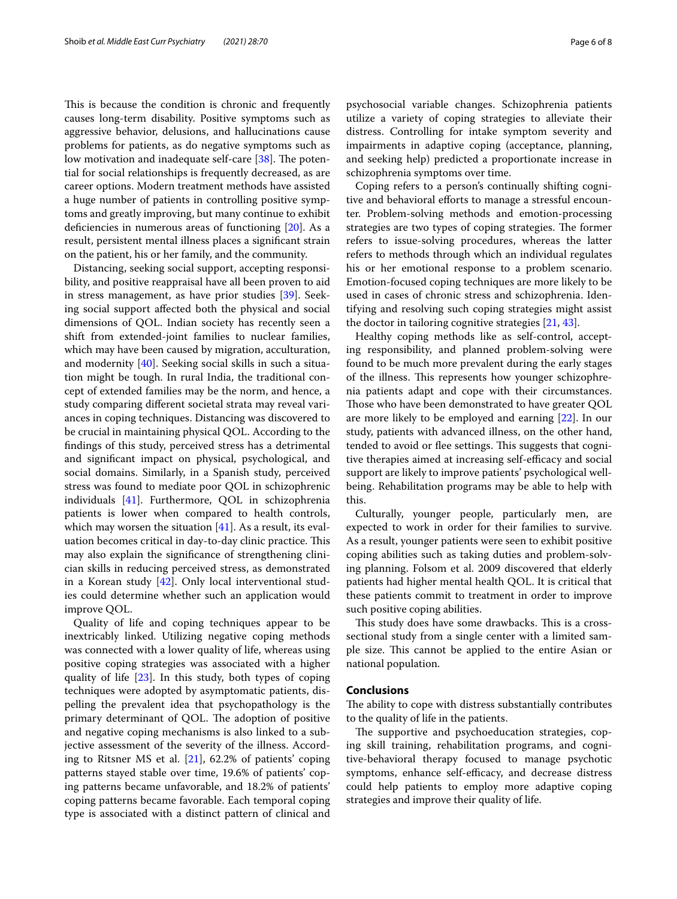This is because the condition is chronic and frequently causes long-term disability. Positive symptoms such as aggressive behavior, delusions, and hallucinations cause problems for patients, as do negative symptoms such as low motivation and inadequate self-care [38]. The potential for social relationships is frequently decreased, as are career options. Modern treatment methods have assisted a huge number of patients in controlling positive symptoms and greatly improving, but many continue to exhibit deficiencies in numerous areas of functioning [20]. As a result, persistent mental illness places a significant strain on the patient, his or her family, and the community.

Distancing, seeking social support, accepting responsibility, and positive reappraisal have all been proven to aid in stress management, as have prior studies [39]. Seeking social support affected both the physical and social dimensions of QOL. Indian society has recently seen a shift from extended-joint families to nuclear families, which may have been caused by migration, acculturation, and modernity [40]. Seeking social skills in such a situation might be tough. In rural India, the traditional concept of extended families may be the norm, and hence, a study comparing different societal strata may reveal variances in coping techniques. Distancing was discovered to be crucial in maintaining physical QOL. According to the findings of this study, perceived stress has a detrimental and significant impact on physical, psychological, and social domains. Similarly, in a Spanish study, perceived stress was found to mediate poor QOL in schizophrenic individuals [41]. Furthermore, QOL in schizophrenia patients is lower when compared to health controls, which may worsen the situation [41]. As a result, its evaluation becomes critical in day-to-day clinic practice. This may also explain the significance of strengthening clinician skills in reducing perceived stress, as demonstrated in a Korean study [42]. Only local interventional studies could determine whether such an application would improve QOL.

Quality of life and coping techniques appear to be inextricably linked. Utilizing negative coping methods was connected with a lower quality of life, whereas using positive coping strategies was associated with a higher quality of life [23]. In this study, both types of coping techniques were adopted by asymptomatic patients, dispelling the prevalent idea that psychopathology is the primary determinant of QOL. The adoption of positive and negative coping mechanisms is also linked to a subjective assessment of the severity of the illness. According to Ritsner MS et al. [21], 62.2% of patients' coping patterns stayed stable over time, 19.6% of patients' coping patterns became unfavorable, and 18.2% of patients' coping patterns became favorable. Each temporal coping type is associated with a distinct pattern of clinical and psychosocial variable changes. Schizophrenia patients utilize a variety of coping strategies to alleviate their distress. Controlling for intake symptom severity and impairments in adaptive coping (acceptance, planning, and seeking help) predicted a proportionate increase in schizophrenia symptoms over time.

Coping refers to a person's continually shifting cognitive and behavioral efforts to manage a stressful encounter. Problem-solving methods and emotion-processing strategies are two types of coping strategies. The former refers to issue-solving procedures, whereas the latter refers to methods through which an individual regulates his or her emotional response to a problem scenario. Emotion-focused coping techniques are more likely to be used in cases of chronic stress and schizophrenia. Identifying and resolving such coping strategies might assist the doctor in tailoring cognitive strategies [21, 43].

Healthy coping methods like as self-control, accepting responsibility, and planned problem-solving were found to be much more prevalent during the early stages of the illness. This represents how younger schizophrenia patients adapt and cope with their circumstances. Those who have been demonstrated to have greater QOL are more likely to be employed and earning [22]. In our study, patients with advanced illness, on the other hand, tended to avoid or flee settings. This suggests that cognitive therapies aimed at increasing self-efficacy and social support are likely to improve patients' psychological wellbeing. Rehabilitation programs may be able to help with this.

Culturally, younger people, particularly men, are expected to work in order for their families to survive. As a result, younger patients were seen to exhibit positive coping abilities such as taking duties and problem-solving planning. Folsom et al. 2009 discovered that elderly patients had higher mental health QOL. It is critical that these patients commit to treatment in order to improve such positive coping abilities.

This study does have some drawbacks. This is a cross-sectional study from a single center with a limited sample size. This cannot be applied to the entire Asian or national population.

## Conclusions

The ability to cope with distress substantially contributes to the quality of life in the patients.

The supportive and psychoeducation strategies, coping skill training, rehabilitation programs, and cognitive-behavioral therapy focused to manage psychotic symptoms, enhance self-efficacy, and decrease distress could help patients to employ more adaptive coping strategies and improve their quality of life.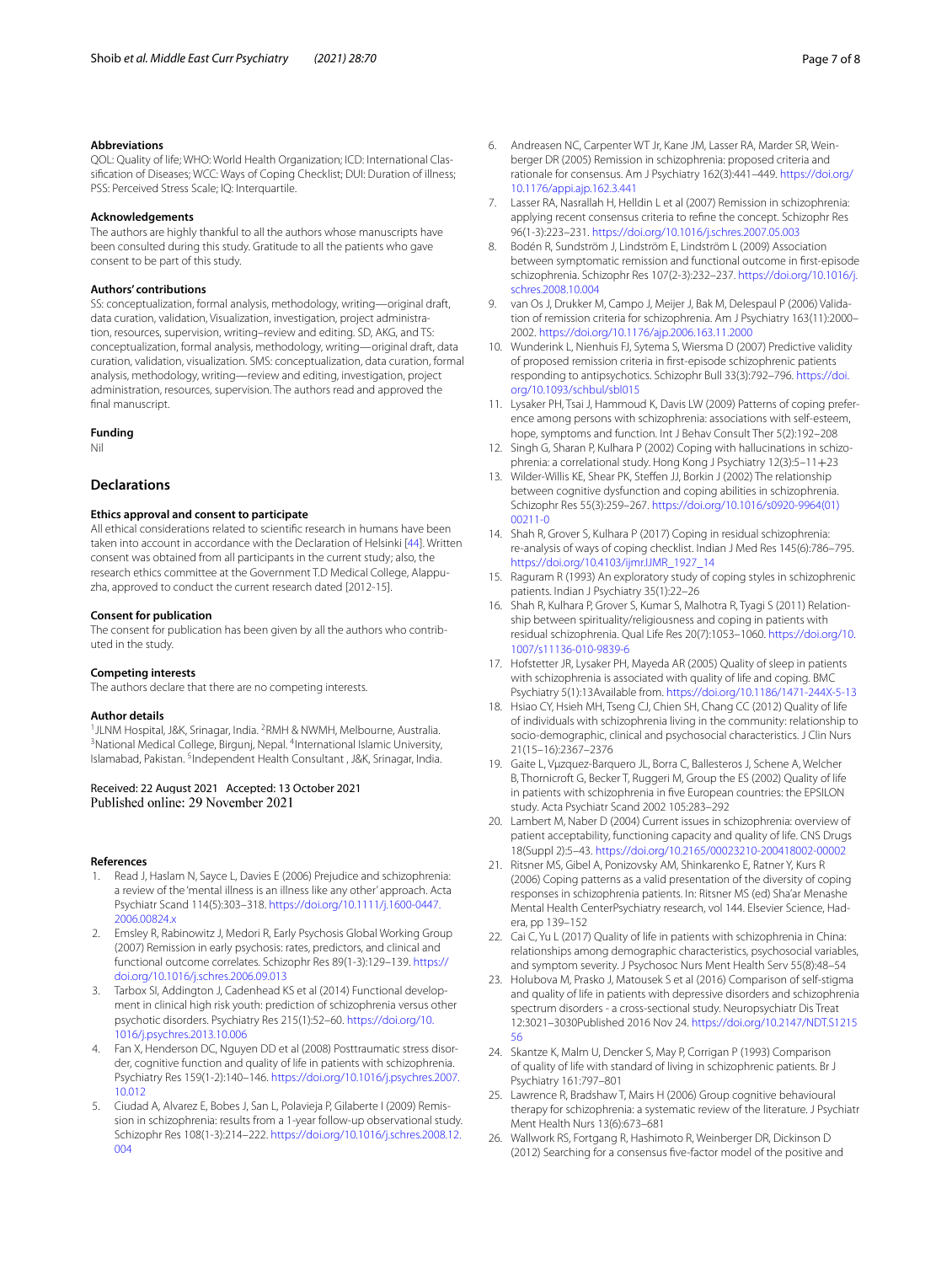### Abbreviations

QOL: Quality of life; WHO: World Health Organization; ICD: International Classification of Diseases; WCC: Ways of Coping Checklist; DUI: Duration of illness; PSS: Perceived Stress Scale; IQ: Interquartile.

### Acknowledgements

The authors are highly thankful to all the authors whose manuscripts have been consulted during this study. Gratitude to all the patients who gave consent to be part of this study.

### Authors' contributions

SS: conceptualization, formal analysis, methodology, writing—original draft, data curation, validation, Visualization, investigation, project administration, resources, supervision, writing–review and editing. SD, AKG, and TS: conceptualization, formal analysis, methodology, writing—original draft, data curation, validation, visualization. SMS: conceptualization, data curation, formal analysis, methodology, writing—review and editing, investigation, project administration, resources, supervision. The authors read and approved the final manuscript.

### Funding

Nil

## Declarations

### Ethics approval and consent to participate

All ethical considerations related to scientific research in humans have been taken into account in accordance with the Declaration of Helsinki [44]. Written consent was obtained from all participants in the current study; also, the research ethics committee at the Government T.D Medical College, Alappuzha, approved to conduct the current research dated [2012-15].

### Consent for publication

The consent for publication has been given by all the authors who contributed in the study.

### Competing interests

The authors declare that there are no competing interests.

### Author details

[1]JLNM Hospital, J&K, Srinagar, India. [2]RMH & NWMH, Melbourne, Australia. [3]National Medical College, Birgunj, Nepal. [4]International Islamic University, Islamabad, Pakistan. [5]Independent Health Consultant , J&K, Srinagar, India.

Received: 22 August 2021 Accepted: 13 October 2021
Published online: 29 November 2021

### References

1. Read J, Haslam N, Sayce L, Davies E (2006) Prejudice and schizophrenia: a review of the 'mental illness is an illness like any other' approach. Acta Psychiatr Scand 114(5):303–318. https://doi.org/10.1111/j.1600-0447.2006.00824.x
2. Emsley R, Rabinowitz J, Medori R, Early Psychosis Global Working Group (2007) Remission in early psychosis: rates, predictors, and clinical and functional outcome correlates. Schizophr Res 89(1-3):129–139. https://doi.org/10.1016/j.schres.2006.09.013
3. Tarbox SI, Addington J, Cadenhead KS et al (2014) Functional development in clinical high risk youth: prediction of schizophrenia versus other psychotic disorders. Psychiatry Res 215(1):52–60. https://doi.org/10.1016/j.psychres.2013.10.006
4. Fan X, Henderson DC, Nguyen DD et al (2008) Posttraumatic stress disorder, cognitive function and quality of life in patients with schizophrenia. Psychiatry Res 159(1-2):140–146. https://doi.org/10.1016/j.psychres.2007.10.012
5. Ciudad A, Alvarez E, Bobes J, San L, Polavieja P, Gilaberte I (2009) Remission in schizophrenia: results from a 1-year follow-up observational study. Schizophr Res 108(1-3):214–222. https://doi.org/10.1016/j.schres.2008.12.004
6. Andreasen NC, Carpenter WT Jr, Kane JM, Lasser RA, Marder SR, Weinberger DR (2005) Remission in schizophrenia: proposed criteria and rationale for consensus. Am J Psychiatry 162(3):441–449. https://doi.org/10.1176/appi.ajp.162.3.441
7. Lasser RA, Nasrallah H, Helldin L et al (2007) Remission in schizophrenia: applying recent consensus criteria to refine the concept. Schizophr Res 96(1-3):223–231. https://doi.org/10.1016/j.schres.2007.05.003
8. Bodén R, Sundström J, Lindström E, Lindström L (2009) Association between symptomatic remission and functional outcome in first-episode schizophrenia. Schizophr Res 107(2-3):232–237. https://doi.org/10.1016/j.schres.2008.10.004
9. van Os J, Drukker M, Campo J, Meijer J, Bak M, Delespaul P (2006) Validation of remission criteria for schizophrenia. Am J Psychiatry 163(11):2000–2002. https://doi.org/10.1176/ajp.2006.163.11.2000
10. Wunderink L, Nienhuis FJ, Sytema S, Wiersma D (2007) Predictive validity of proposed remission criteria in first-episode schizophrenic patients responding to antipsychotics. Schizophr Bull 33(3):792–796. https://doi.org/10.1093/schbul/sbl015
11. Lysaker PH, Tsai J, Hammoud K, Davis LW (2009) Patterns of coping preference among persons with schizophrenia: associations with self-esteem, hope, symptoms and function. Int J Behav Consult Ther 5(2):192–208
12. Singh G, Sharan P, Kulhara P (2002) Coping with hallucinations in schizophrenia: a correlational study. Hong Kong J Psychiatry 12(3):5–11+23
13. Wilder-Willis KE, Shear PK, Steffen JJ, Borkin J (2002) The relationship between cognitive dysfunction and coping abilities in schizophrenia. Schizophr Res 55(3):259–267. https://doi.org/10.1016/s0920-9964(01)00211-0
14. Shah R, Grover S, Kulhara P (2017) Coping in residual schizophrenia: re-analysis of ways of coping checklist. Indian J Med Res 145(6):786–795. https://doi.org/10.4103/ijmr.IJMR_1927_14
15. Raguram R (1993) An exploratory study of coping styles in schizophrenic patients. Indian J Psychiatry 35(1):22–26
16. Shah R, Kulhara P, Grover S, Kumar S, Malhotra R, Tyagi S (2011) Relationship between spirituality/religiousness and coping in patients with residual schizophrenia. Qual Life Res 20(7):1053–1060. https://doi.org/10.1007/s11136-010-9839-6
17. Hofstetter JR, Lysaker PH, Mayeda AR (2005) Quality of sleep in patients with schizophrenia is associated with quality of life and coping. BMC Psychiatry 5(1):13Available from. https://doi.org/10.1186/1471-244X-5-13
18. Hsiao CY, Hsieh MH, Tseng CJ, Chien SH, Chang CC (2012) Quality of life of individuals with schizophrenia living in the community: relationship to socio-demographic, clinical and psychosocial characteristics. J Clin Nurs 21(15–16):2367–2376
19. Gaite L, Vųzquez-Barquero JL, Borra C, Ballesteros J, Schene A, Welcher B, Thornicroft G, Becker T, Ruggeri M, Group the ES (2002) Quality of life in patients with schizophrenia in five European countries: the EPSILON study. Acta Psychiatr Scand 2002 105:283–292
20. Lambert M, Naber D (2004) Current issues in schizophrenia: overview of patient acceptability, functioning capacity and quality of life. CNS Drugs 18(Suppl 2):5–43. https://doi.org/10.2165/00023210-200418002-00002
21. Ritsner MS, Gibel A, Ponizovsky AM, Shinkarenko E, Ratner Y, Kurs R (2006) Coping patterns as a valid presentation of the diversity of coping responses in schizophrenia patients. In: Ritsner MS (ed) Sha'ar Menashe Mental Health CenterPsychiatry research, vol 144. Elsevier Science, Hadera, pp 139–152
22. Cai C, Yu L (2017) Quality of life in patients with schizophrenia in China: relationships among demographic characteristics, psychosocial variables, and symptom severity. J Psychosoc Nurs Ment Health Serv 55(8):48–54
23. Holubova M, Prasko J, Matousek S et al (2016) Comparison of self-stigma and quality of life in patients with depressive disorders and schizophrenia spectrum disorders - a cross-sectional study. Neuropsychiatr Dis Treat 12:3021–3030Published 2016 Nov 24. https://doi.org/10.2147/NDT.S121556
24. Skantze K, Malm U, Dencker S, May P, Corrigan P (1993) Comparison of quality of life with standard of living in schizophrenic patients. Br J Psychiatry 161:797–801
25. Lawrence R, Bradshaw T, Mairs H (2006) Group cognitive behavioural therapy for schizophrenia: a systematic review of the literature. J Psychiatr Ment Health Nurs 13(6):673–681
26. Wallwork RS, Fortgang R, Hashimoto R, Weinberger DR, Dickinson D (2012) Searching for a consensus five-factor model of the positive and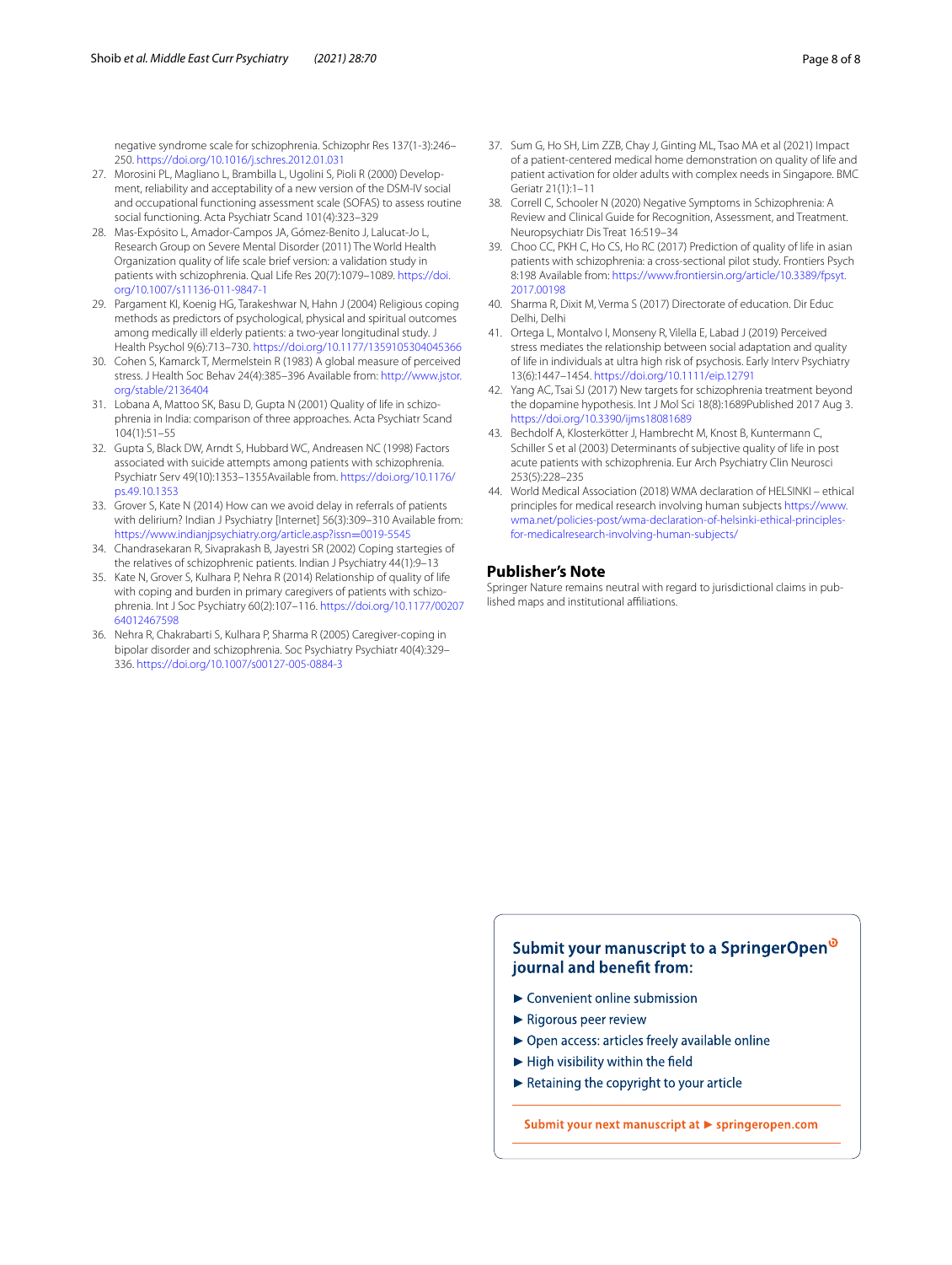negative syndrome scale for schizophrenia. Schizophr Res 137(1-3):246–250. https://doi.org/10.1016/j.schres.2012.01.031

27. Morosini PL, Magliano L, Brambilla L, Ugolini S, Pioli R (2000) Development, reliability and acceptability of a new version of the DSM-IV social and occupational functioning assessment scale (SOFAS) to assess routine social functioning. Acta Psychiatr Scand 101(4):323–329
28. Mas-Expósito L, Amador-Campos JA, Gómez-Benito J, Lalucat-Jo L, Research Group on Severe Mental Disorder (2011) The World Health Organization quality of life scale brief version: a validation study in patients with schizophrenia. Qual Life Res 20(7):1079–1089. https://doi.org/10.1007/s11136-011-9847-1
29. Pargament KI, Koenig HG, Tarakeshwar N, Hahn J (2004) Religious coping methods as predictors of psychological, physical and spiritual outcomes among medically ill elderly patients: a two-year longitudinal study. J Health Psychol 9(6):713–730. https://doi.org/10.1177/1359105304045366
30. Cohen S, Kamarck T, Mermelstein R (1983) A global measure of perceived stress. J Health Soc Behav 24(4):385–396 Available from: http://www.jstor.org/stable/2136404
31. Lobana A, Mattoo SK, Basu D, Gupta N (2001) Quality of life in schizophrenia in India: comparison of three approaches. Acta Psychiatr Scand 104(1):51–55
32. Gupta S, Black DW, Arndt S, Hubbard WC, Andreasen NC (1998) Factors associated with suicide attempts among patients with schizophrenia. Psychiatr Serv 49(10):1353–1355Available from. https://doi.org/10.1176/ps.49.10.1353
33. Grover S, Kate N (2014) How can we avoid delay in referrals of patients with delirium? Indian J Psychiatry [Internet] 56(3):309–310 Available from: https://www.indianjpsychiatry.org/article.asp?issn=0019-5545
34. Chandrasekaran R, Sivaprakash B, Jayestri SR (2002) Coping startegies of the relatives of schizophrenic patients. Indian J Psychiatry 44(1):9–13
35. Kate N, Grover S, Kulhara P, Nehra R (2014) Relationship of quality of life with coping and burden in primary caregivers of patients with schizophrenia. Int J Soc Psychiatry 60(2):107–116. https://doi.org/10.1177/0020764012467598
36. Nehra R, Chakrabarti S, Kulhara P, Sharma R (2005) Caregiver-coping in bipolar disorder and schizophrenia. Soc Psychiatry Psychiatr 40(4):329–336. https://doi.org/10.1007/s00127-005-0884-3
37. Sum G, Ho SH, Lim ZZB, Chay J, Ginting ML, Tsao MA et al (2021) Impact of a patient-centered medical home demonstration on quality of life and patient activation for older adults with complex needs in Singapore. BMC Geriatr 21(1):1–11
38. Correll C, Schooler N (2020) Negative Symptoms in Schizophrenia: A Review and Clinical Guide for Recognition, Assessment, and Treatment. Neuropsychiatr Dis Treat 16:519–34
39. Choo CC, PKH C, Ho CS, Ho RC (2017) Prediction of quality of life in asian patients with schizophrenia: a cross-sectional pilot study. Frontiers Psych 8:198 Available from: https://www.frontiersin.org/article/10.3389/fpsyt.2017.00198
40. Sharma R, Dixit M, Verma S (2017) Directorate of education. Dir Educ Delhi, Delhi
41. Ortega L, Montalvo I, Monseny R, Vilella E, Labad J (2019) Perceived stress mediates the relationship between social adaptation and quality of life in individuals at ultra high risk of psychosis. Early Interv Psychiatry 13(6):1447–1454. https://doi.org/10.1111/eip.12791
42. Yang AC, Tsai SJ (2017) New targets for schizophrenia treatment beyond the dopamine hypothesis. Int J Mol Sci 18(8):1689Published 2017 Aug 3. https://doi.org/10.3390/ijms18081689
43. Bechdolf A, Klosterkötter J, Hambrecht M, Knost B, Kuntermann C, Schiller S et al (2003) Determinants of subjective quality of life in post acute patients with schizophrenia. Eur Arch Psychiatry Clin Neurosci 253(5):228–235
44. World Medical Association (2018) WMA declaration of HELSINKI – ethical principles for medical research involving human subjects https://www.wma.net/policies-post/wma-declaration-of-helsinki-ethical-principles-for-medicalresearch-involving-human-subjects/

## Publisher's Note

Springer Nature remains neutral with regard to jurisdictional claims in published maps and institutional affiliations.

**Submit your manuscript to a SpringerOpen journal and benefit from:**

- ► Convenient online submission
- ► Rigorous peer review
- ► Open access: articles freely available online
- ► High visibility within the field
- ► Retaining the copyright to your article

**Submit your next manuscript at ► springeropen.com**